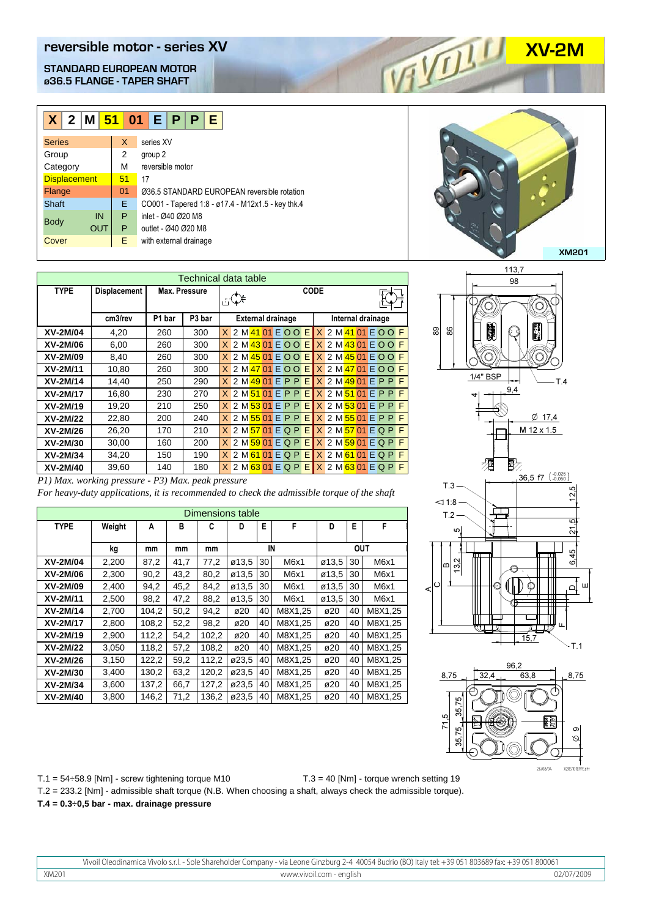# reversible motor - series XV

**XV-2M**

## STANDARD EUROPEAN MOTOR
## ø36.5 FLANGE - TAPER SHAFT

| X | 2 | M | 51 | 01 | E | P | P | E |
|---|---|---|---|---|---|---|---|---|

| | | | |
|---|---|---|---|
| Series | | X | series XV |
| Group | | 2 | group 2 |
| Category | | M | reversible motor |
| Displacement | | 51 | 17 |
| Flange | | 01 | Ø36.5 STANDARD EUROPEAN reversible rotation |
| Shaft | | E | CO001 - Tapered 1:8 - ø17.4 - M12x1.5 - key thk.4 |
| Body | IN | P | inlet - Ø40 Ø20 M8 |
| | OUT | P | outlet - Ø40 Ø20 M8 |
| Cover | | E | with external drainage |

XM201

### Technical data table

| TYPE | Displacement | Max. Pressure | | CODE | |
|---|---|---|---|---|---|
| | cm3/rev | P1 bar | P3 bar | External drainage | Internal drainage |
| XV-2M/04 | 4,20 | 260 | 300 | X 2 M 41 01 E O O E | X 2 M 41 01 E O O F |
| XV-2M/06 | 6,00 | 260 | 300 | X 2 M 43 01 E O O E | X 2 M 43 01 E O O F |
| XV-2M/09 | 8,40 | 260 | 300 | X 2 M 45 01 E O O E | X 2 M 45 01 E O O F |
| XV-2M/11 | 10,80 | 260 | 300 | X 2 M 47 01 E O O E | X 2 M 47 01 E O O F |
| XV-2M/14 | 14,40 | 250 | 290 | X 2 M 49 01 E P P E | X 2 M 49 01 E P P F |
| XV-2M/17 | 16,80 | 230 | 270 | X 2 M 51 01 E P P E | X 2 M 51 01 E P P F |
| XV-2M/19 | 19,20 | 210 | 250 | X 2 M 53 01 E P P E | X 2 M 53 01 E P P F |
| XV-2M/22 | 22,80 | 200 | 240 | X 2 M 55 01 E P P E | X 2 M 55 01 E P P F |
| XV-2M/26 | 26,20 | 170 | 210 | X 2 M 57 01 E Q P E | X 2 M 57 01 E Q P F |
| XV-2M/30 | 30,00 | 160 | 200 | X 2 M 59 01 E Q P E | X 2 M 59 01 E Q P F |
| XV-2M/34 | 34,20 | 150 | 190 | X 2 M 61 01 E Q P E | X 2 M 61 01 E Q P F |
| XV-2M/40 | 39,60 | 140 | 180 | X 2 M 63 01 E Q P E | X 2 M 63 01 E Q P F |

*P1) Max. working pressure - P3) Max. peak pressure*

*For heavy-duty applications, it is recommended to check the admissible torque of the shaft*

### Dimensions table

| TYPE | Weight | A | B | C | D | E | F | D | E | F |
|---|---|---|---|---|---|---|---|---|---|---|
| | kg | mm | mm | mm | IN | | | OUT | | |
| XV-2M/04 | 2,200 | 87,2 | 41,7 | 77,2 | ø13,5 | 30 | M6x1 | ø13,5 | 30 | M6x1 |
| XV-2M/06 | 2,300 | 90,2 | 43,2 | 80,2 | ø13,5 | 30 | M6x1 | ø13,5 | 30 | M6x1 |
| XV-2M/09 | 2,400 | 94,2 | 45,2 | 84,2 | ø13,5 | 30 | M6x1 | ø13,5 | 30 | M6x1 |
| XV-2M/11 | 2,500 | 98,2 | 47,2 | 88,2 | ø13,5 | 30 | M6x1 | ø13,5 | 30 | M6x1 |
| XV-2M/14 | 2,700 | 104,2 | 50,2 | 94,2 | ø20 | 40 | M8X1,25 | ø20 | 40 | M8X1,25 |
| XV-2M/17 | 2,800 | 108,2 | 52,2 | 98,2 | ø20 | 40 | M8X1,25 | ø20 | 40 | M8X1,25 |
| XV-2M/19 | 2,900 | 112,2 | 54,2 | 102,2 | ø20 | 40 | M8X1,25 | ø20 | 40 | M8X1,25 |
| XV-2M/22 | 3,050 | 118,2 | 57,2 | 108,2 | ø20 | 40 | M8X1,25 | ø20 | 40 | M8X1,25 |
| XV-2M/26 | 3,150 | 122,2 | 59,2 | 112,2 | ø23,5 | 40 | M8X1,25 | ø20 | 40 | M8X1,25 |
| XV-2M/30 | 3,400 | 130,2 | 63,2 | 120,2 | ø23,5 | 40 | M8X1,25 | ø20 | 40 | M8X1,25 |
| XV-2M/34 | 3,600 | 137,2 | 66,7 | 127,2 | ø23,5 | 40 | M8X1,25 | ø20 | 40 | M8X1,25 |
| XV-2M/40 | 3,800 | 146,2 | 71,2 | 136,2 | ø23,5 | 40 | M8X1,25 | ø20 | 40 | M8X1,25 |

T.1 = 54÷58.9 [Nm] - screw tightening torque M10

T.3 = 40 [Nm] - torque wrench setting 19

T.2 = 233.2 [Nm] - admissible shaft torque (N.B. When choosing a shaft, always check the admissible torque).

**T.4 = 0.3÷0,5 bar - max. drainage pressure**

Vivoil Oleodinamica Vivolo s.r.l. - Sole Shareholder Company - via Leone Ginzburg 2-4 40054 Budrio (BO) Italy tel: +39 051 803689 fax: +39 051 800061

XM201 www.vivoil.com - english 02/07/2009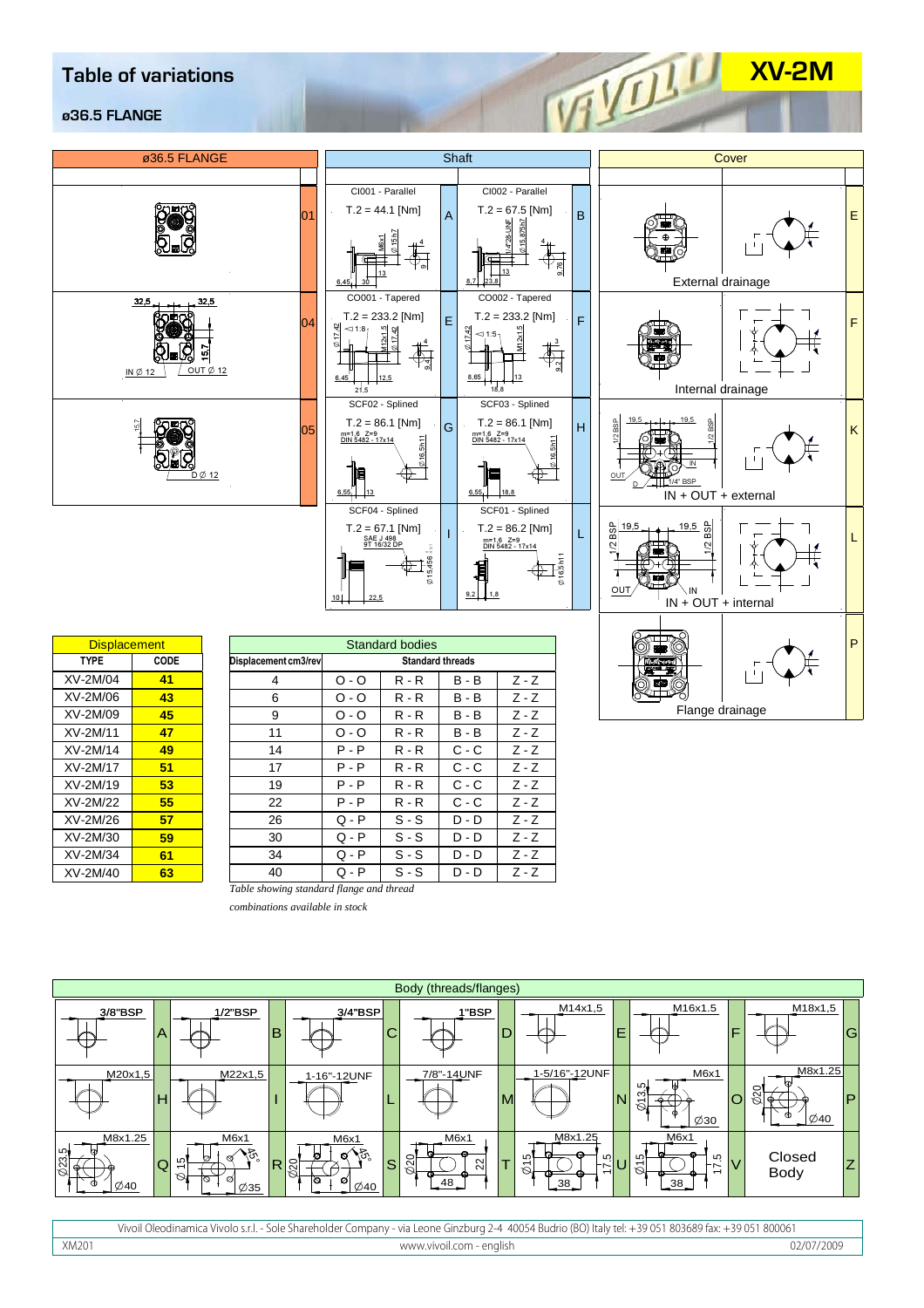# Table of variations

## ø36.5 FLANGE

# XV-2M

| ø36.5 FLANGE | | Shaft | | | | Cover | |
|---|---|---|---|---|---|---|---|
| | 01 | CI001 - Parallel T.2 = 44.1 [Nm] | A | CI002 - Parallel T.2 = 67.5 [Nm] | B | External drainage | E |
| IN Ø 12 / OUT Ø 12 | 04 | CO001 - Tapered T.2 = 233.2 [Nm] | E | CO002 - Tapered T.2 = 233.2 [Nm] | F | Internal drainage | F |
| D Ø 12 | 05 | SCF02 - Splined T.2 = 86.1 [Nm] m=1,6 Z=9 DIN 5482 - 17x14 | G | SCF03 - Splined T.2 = 86.1 [Nm] m=1,6 Z=9 DIN 5482 - 17x14 | H | IN + OUT + external | K |
| | | SCF04 - Splined T.2 = 67.1 [Nm] SAE J 498 9T 16/32 DP | I | SCF01 - Splined T.2 = 86.2 [Nm] m=1,6 Z=9 DIN 5482 - 17x14 | L | IN + OUT + internal | L |
| | | | | | | Flange drainage | P |

| Displacement | |
|---|---|
| **TYPE** | **CODE** |
| XV-2M/04 | **41** |
| XV-2M/06 | **43** |
| XV-2M/09 | **45** |
| XV-2M/11 | **47** |
| XV-2M/14 | **49** |
| XV-2M/17 | **51** |
| XV-2M/19 | **53** |
| XV-2M/22 | **55** |
| XV-2M/26 | **57** |
| XV-2M/30 | **59** |
| XV-2M/34 | **61** |
| XV-2M/40 | **63** |

| Standard bodies | | | | |
|---|---|---|---|---|
| **Displacement cm3/rev** | **Standard threads** | | | |
| 4 | O - O | R - R | B - B | Z - Z |
| 6 | O - O | R - R | B - B | Z - Z |
| 9 | O - O | R - R | B - B | Z - Z |
| 11 | O - O | R - R | B - B | Z - Z |
| 14 | P - P | R - R | C - C | Z - Z |
| 17 | P - P | R - R | C - C | Z - Z |
| 19 | P - P | R - R | C - C | Z - Z |
| 22 | P - P | R - R | C - C | Z - Z |
| 26 | Q - P | S - S | D - D | Z - Z |
| 30 | Q - P | S - S | D - D | Z - Z |
| 34 | Q - P | S - S | D - D | Z - Z |
| 40 | Q - P | S - S | D - D | Z - Z |

*Table showing standard flange and thread combinations available in stock*

| Body (threads/flanges) | | | | | | | | | | | | | |
|---|---|---|---|---|---|---|---|---|---|---|---|---|---|
| 3/8"BSP | A | 1/2"BSP | B | 3/4"BSP | C | 1"BSP | D | M14x1,5 | E | M16x1.5 | F | M18x1,5 | G |
| M20x1,5 | H | M22x1,5 | I | 1-16"-12UNF | L | 7/8"-14UNF | M | 1-5/16"-12UNF | N | M6x1 Ø13,5 Ø30 | O | M8x1.25 Ø20 Ø40 | P |
| M8x1.25 Ø23,5 Ø40 | Q | M6x1 Ø15 45° Ø35 | R | M6x1 Ø20 45° Ø40 | S | M6x1 Ø20 22 48 | T | M8x1.25 Ø15 17,5 38 | U | M6x1 Ø15 17,5 38 | V | Closed Body | Z |

Vivoil Oleodinamica Vivolo s.r.l. - Sole Shareholder Company - via Leone Ginzburg 2-4 40054 Budrio (BO) Italy tel: +39 051 803689 fax: +39 051 800061

XM201 — www.vivoil.com - english — 02/07/2009